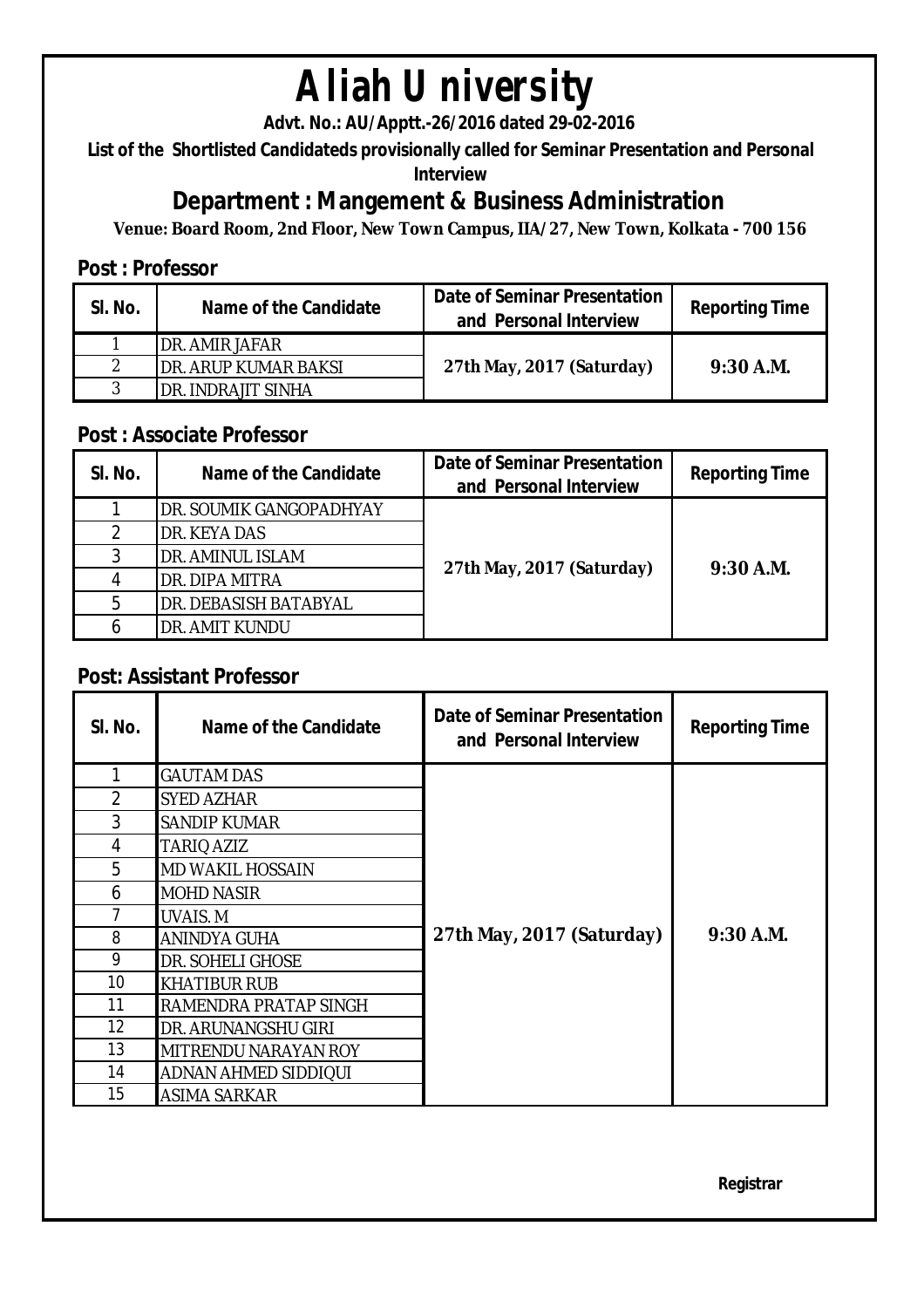# Aliah University

**Advt. No.: AU/Apptt.-26/2016 dated 29-02-2016**

**List of the Shortlisted Candidateds provisionally called for Seminar Presentation and Personal Interview**

## Department : Mangement & Business Administration

**Venue: Board Room, 2nd Floor, New Town Campus, IIA/27, New Town, Kolkata - 700 156**

### Post : Professor

| Sl. No. | Name of the Candidate | Date of Seminar Presentation and Personal Interview | Reporting Time |
|---|---|---|---|
| 1 | DR. AMIR JAFAR | 27th May, 2017 (Saturday) | 9:30 A.M. |
| 2 | DR. ARUP KUMAR BAKSI | | |
| 3 | DR. INDRAJIT SINHA | | |

### Post : Associate Professor

| Sl. No. | Name of the Candidate | Date of Seminar Presentation and Personal Interview | Reporting Time |
|---|---|---|---|
| 1 | DR. SOUMIK GANGOPADHYAY | 27th May, 2017 (Saturday) | 9:30 A.M. |
| 2 | DR. KEYA DAS | | |
| 3 | DR. AMINUL ISLAM | | |
| 4 | DR. DIPA MITRA | | |
| 5 | DR. DEBASISH BATABYAL | | |
| 6 | DR. AMIT KUNDU | | |

### Post: Assistant Professor

| Sl. No. | Name of the Candidate | Date of Seminar Presentation and Personal Interview | Reporting Time |
|---|---|---|---|
| 1 | GAUTAM DAS | 27th May, 2017 (Saturday) | 9:30 A.M. |
| 2 | SYED AZHAR | | |
| 3 | SANDIP KUMAR | | |
| 4 | TARIQ AZIZ | | |
| 5 | MD WAKIL HOSSAIN | | |
| 6 | MOHD NASIR | | |
| 7 | UVAIS. M | | |
| 8 | ANINDYA GUHA | | |
| 9 | DR. SOHELI GHOSE | | |
| 10 | KHATIBUR RUB | | |
| 11 | RAMENDRA PRATAP SINGH | | |
| 12 | DR. ARUNANGSHU GIRI | | |
| 13 | MITRENDU NARAYAN ROY | | |
| 14 | ADNAN AHMED SIDDIQUI | | |
| 15 | ASIMA SARKAR | | |

**Registrar**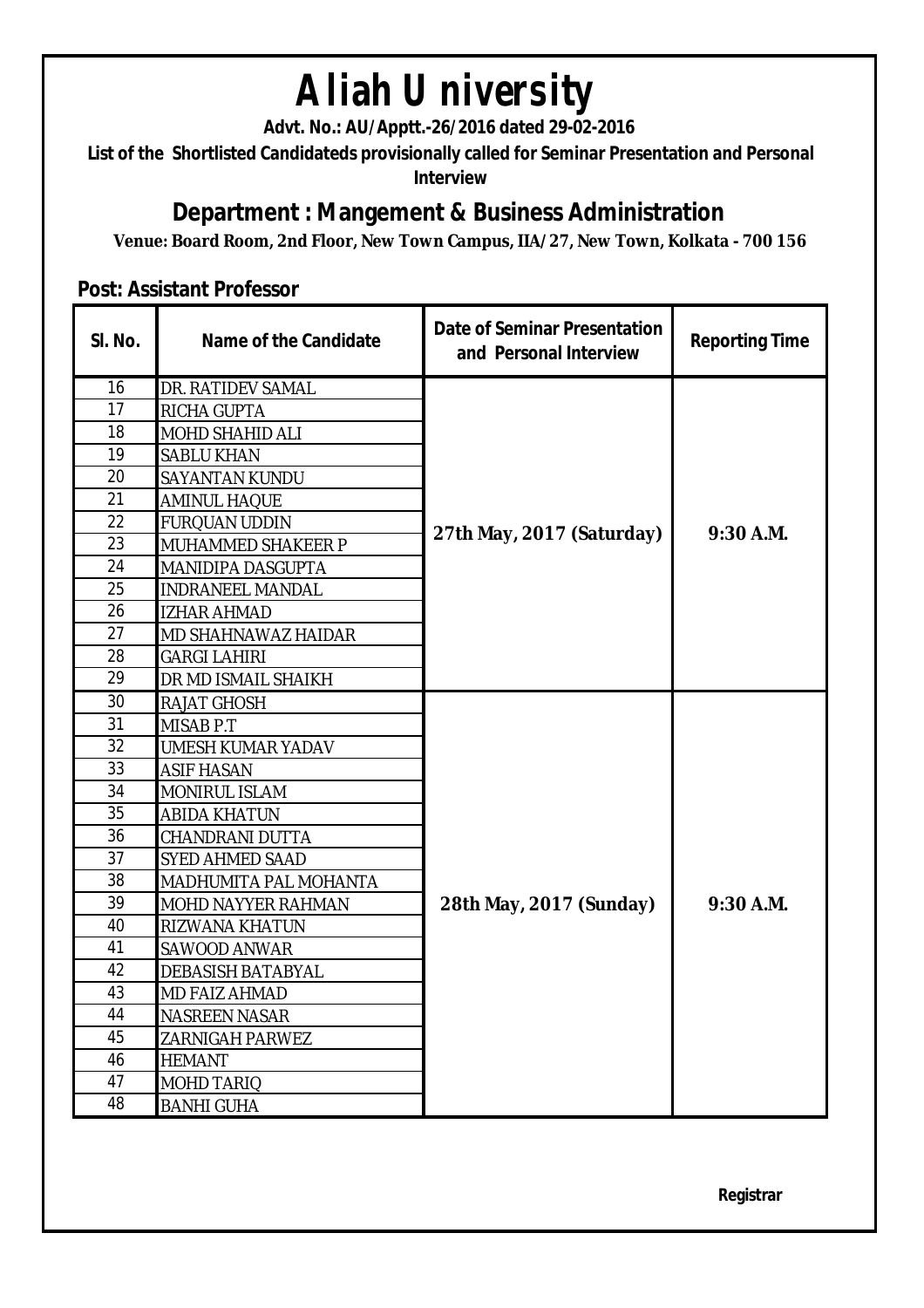# Aliah University

**Advt. No.: AU/Apptt.-26/2016 dated 29-02-2016**

**List of the Shortlisted Candidateds provisionally called for Seminar Presentation and Personal Interview**

## Department : Mangement & Business Administration

**Venue: Board Room, 2nd Floor, New Town Campus, IIA/27, New Town, Kolkata - 700 156**

### Post: Assistant Professor

| Sl. No. | Name of the Candidate | Date of Seminar Presentation and Personal Interview | Reporting Time |
|---|---|---|---|
| 16 | DR. RATIDEV SAMAL | 27th May, 2017 (Saturday) | 9:30 A.M. |
| 17 | RICHA GUPTA | | |
| 18 | MOHD SHAHID ALI | | |
| 19 | SABLU KHAN | | |
| 20 | SAYANTAN KUNDU | | |
| 21 | AMINUL HAQUE | | |
| 22 | FURQUAN UDDIN | | |
| 23 | MUHAMMED SHAKEER P | | |
| 24 | MANIDIPA DASGUPTA | | |
| 25 | INDRANEEL MANDAL | | |
| 26 | IZHAR AHMAD | | |
| 27 | MD SHAHNAWAZ HAIDAR | | |
| 28 | GARGI LAHIRI | | |
| 29 | DR MD ISMAIL SHAIKH | | |
| 30 | RAJAT GHOSH | 28th May, 2017 (Sunday) | 9:30 A.M. |
| 31 | MISAB P.T | | |
| 32 | UMESH KUMAR YADAV | | |
| 33 | ASIF HASAN | | |
| 34 | MONIRUL ISLAM | | |
| 35 | ABIDA KHATUN | | |
| 36 | CHANDRANI DUTTA | | |
| 37 | SYED AHMED SAAD | | |
| 38 | MADHUMITA PAL MOHANTA | | |
| 39 | MOHD NAYYER RAHMAN | | |
| 40 | RIZWANA KHATUN | | |
| 41 | SAWOOD ANWAR | | |
| 42 | DEBASISH BATABYAL | | |
| 43 | MD FAIZ AHMAD | | |
| 44 | NASREEN NASAR | | |
| 45 | ZARNIGAH PARWEZ | | |
| 46 | HEMANT | | |
| 47 | MOHD TARIQ | | |
| 48 | BANHI GUHA | | |

**Registrar**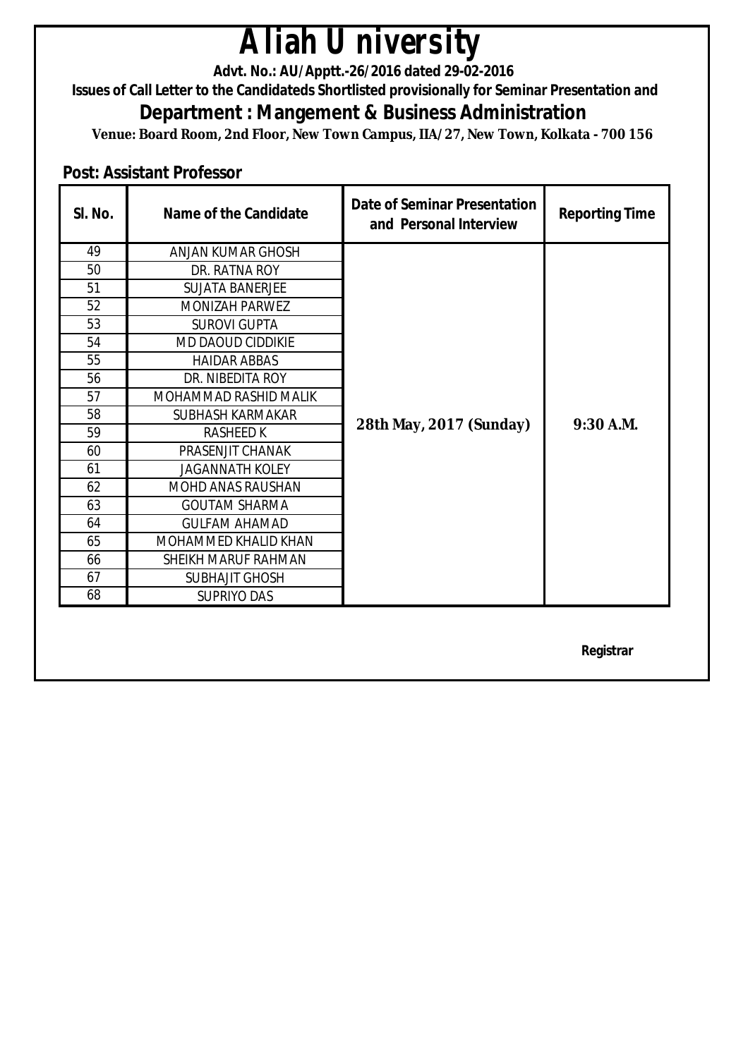# Aliah University

**Advt. No.: AU/Apptt.-26/2016 dated 29-02-2016**

**Issues of Call Letter to the Candidateds Shortlisted provisionally for Seminar Presentation and**

## Department : Mangement & Business Administration

**Venue: Board Room, 2nd Floor, New Town Campus, IIA/27, New Town, Kolkata - 700 156**

**Post: Assistant Professor**

| Sl. No. | Name of the Candidate | Date of Seminar Presentation and Personal Interview | Reporting Time |
|---|---|---|---|
| 49 | ANJAN KUMAR GHOSH | 28th May, 2017 (Sunday) | 9:30 A.M. |
| 50 | DR. RATNA ROY | | |
| 51 | SUJATA BANERJEE | | |
| 52 | MONIZAH PARWEZ | | |
| 53 | SUROVI GUPTA | | |
| 54 | MD DAOUD CIDDIKIE | | |
| 55 | HAIDAR ABBAS | | |
| 56 | DR. NIBEDITA ROY | | |
| 57 | MOHAMMAD RASHID MALIK | | |
| 58 | SUBHASH KARMAKAR | | |
| 59 | RASHEED K | | |
| 60 | PRASENJIT CHANAK | | |
| 61 | JAGANNATH KOLEY | | |
| 62 | MOHD ANAS RAUSHAN | | |
| 63 | GOUTAM SHARMA | | |
| 64 | GULFAM AHAMAD | | |
| 65 | MOHAMMED KHALID KHAN | | |
| 66 | SHEIKH MARUF RAHMAN | | |
| 67 | SUBHAJIT GHOSH | | |
| 68 | SUPRIYO DAS | | |

**Registrar**